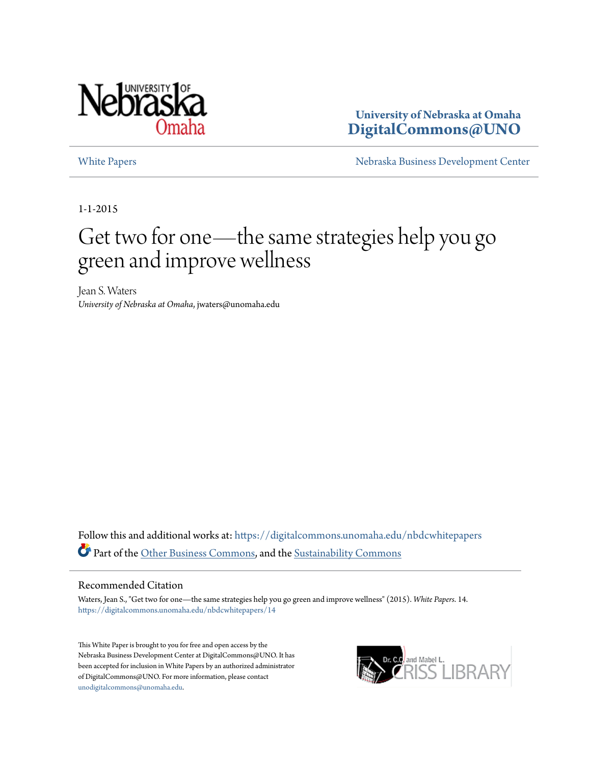University of Nebraska at Omaha
DigitalCommons@UNO

White Papers | Nebraska Business Development Center

1-1-2015

# Get two for one—the same strategies help you go green and improve wellness

Jean S. Waters
*University of Nebraska at Omaha*, jwaters@unomaha.edu

Follow this and additional works at: https://digitalcommons.unomaha.edu/nbdcwhitepapers

Part of the Other Business Commons, and the Sustainability Commons

## Recommended Citation

Waters, Jean S., "Get two for one—the same strategies help you go green and improve wellness" (2015). *White Papers*. 14.
https://digitalcommons.unomaha.edu/nbdcwhitepapers/14

This White Paper is brought to you for free and open access by the Nebraska Business Development Center at DigitalCommons@UNO. It has been accepted for inclusion in White Papers by an authorized administrator of DigitalCommons@UNO. For more information, please contact unodigitalcommons@unomaha.edu.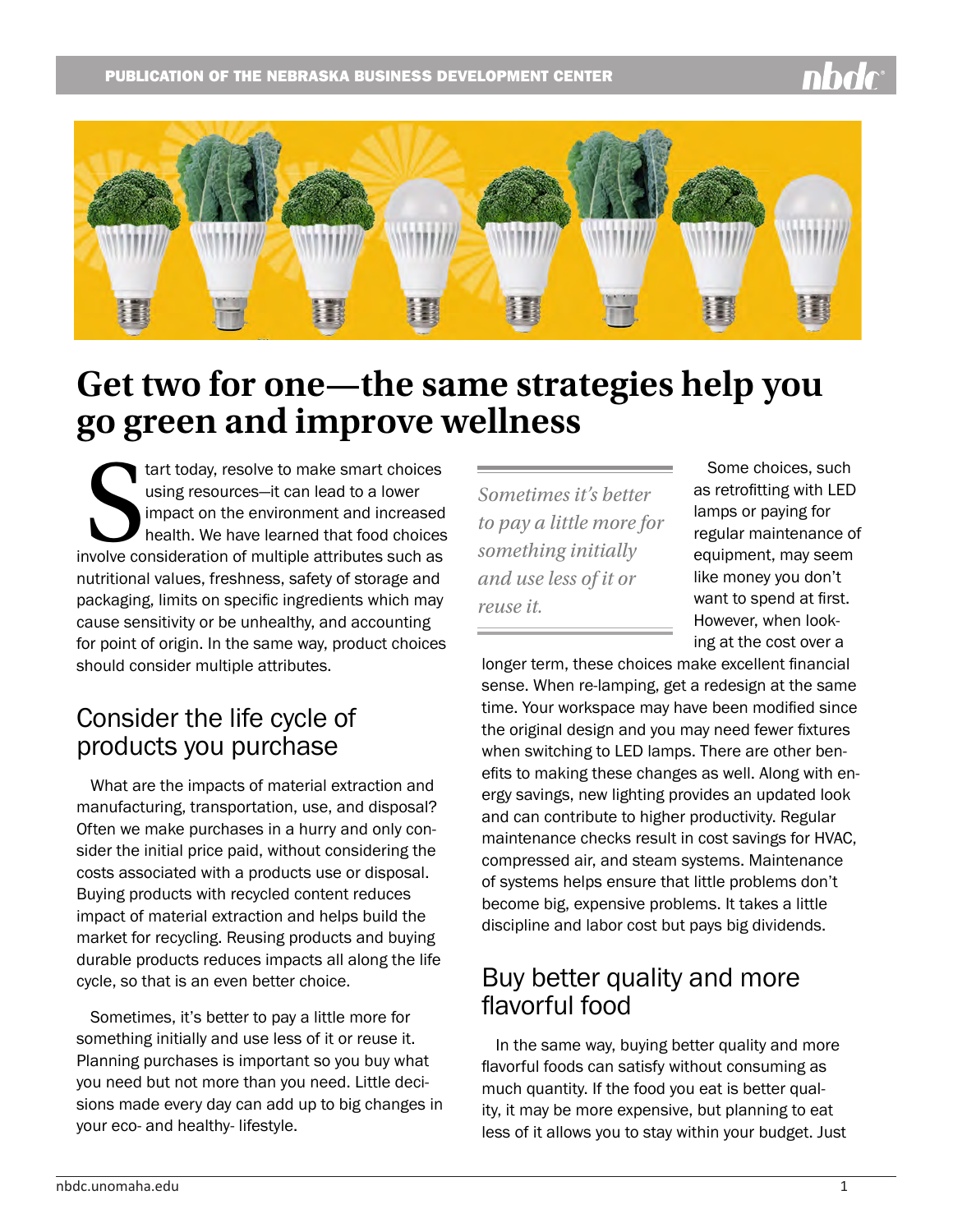# Get two for one—the same strategies help you go green and improve wellness

Start today, resolve to make smart choices using resources—it can lead to a lower impact on the environment and increased health. We have learned that food choices involve consideration of multiple attributes such as nutritional values, freshness, safety of storage and packaging, limits on specific ingredients which may cause sensitivity or be unhealthy, and accounting for point of origin. In the same way, product choices should consider multiple attributes.

## Consider the life cycle of products you purchase

What are the impacts of material extraction and manufacturing, transportation, use, and disposal? Often we make purchases in a hurry and only consider the initial price paid, without considering the costs associated with a products use or disposal. Buying products with recycled content reduces impact of material extraction and helps build the market for recycling. Reusing products and buying durable products reduces impacts all along the life cycle, so that is an even better choice.

Sometimes, it's better to pay a little more for something initially and use less of it or reuse it. Planning purchases is important so you buy what you need but not more than you need. Little decisions made every day can add up to big changes in your eco- and healthy- lifestyle.

*Sometimes it's better to pay a little more for something initially and use less of it or reuse it.*

Some choices, such as retrofitting with LED lamps or paying for regular maintenance of equipment, may seem like money you don't want to spend at first. However, when looking at the cost over a longer term, these choices make excellent financial sense. When re-lamping, get a redesign at the same time. Your workspace may have been modified since the original design and you may need fewer fixtures when switching to LED lamps. There are other benefits to making these changes as well. Along with energy savings, new lighting provides an updated look and can contribute to higher productivity. Regular maintenance checks result in cost savings for HVAC, compressed air, and steam systems. Maintenance of systems helps ensure that little problems don't become big, expensive problems. It takes a little discipline and labor cost but pays big dividends.

## Buy better quality and more flavorful food

In the same way, buying better quality and more flavorful foods can satisfy without consuming as much quantity. If the food you eat is better quality, it may be more expensive, but planning to eat less of it allows you to stay within your budget. Just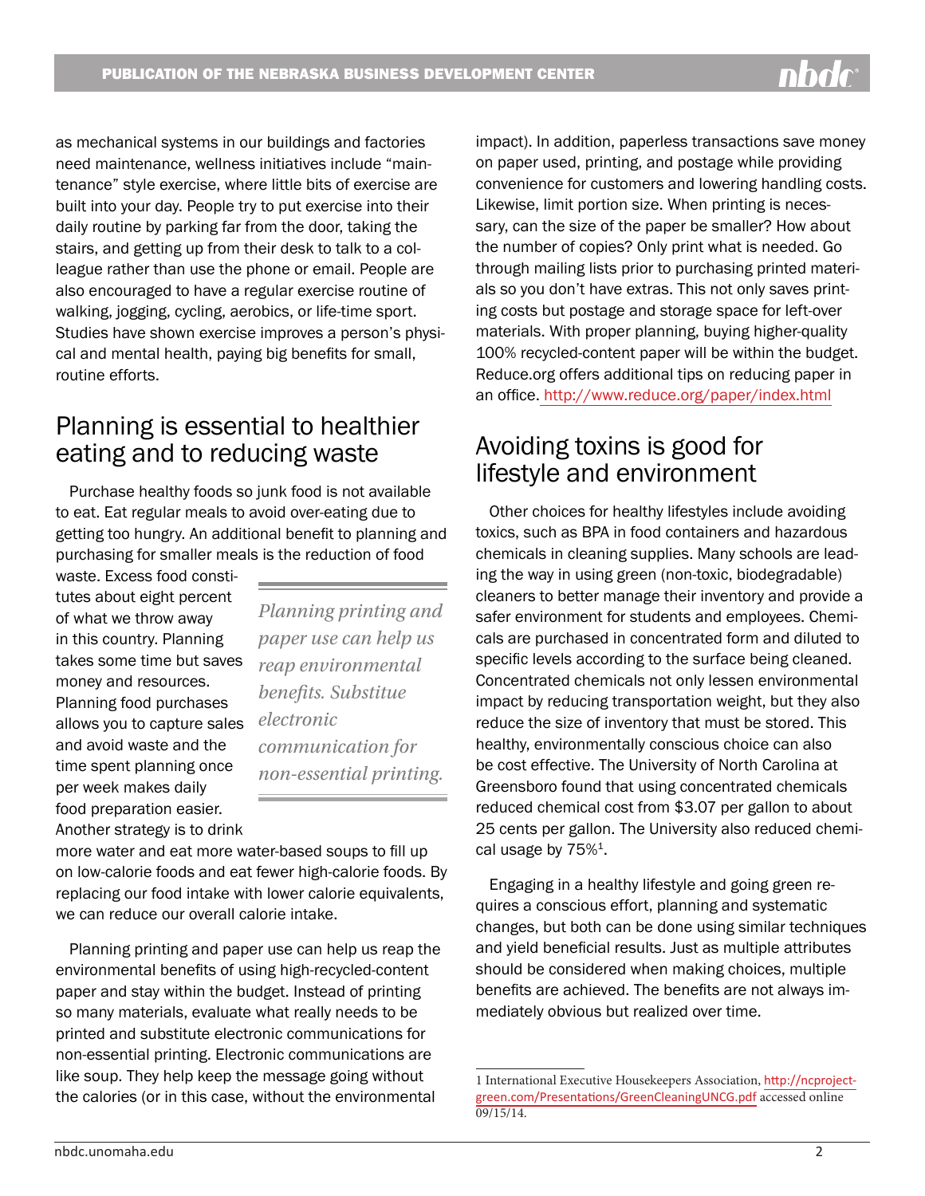as mechanical systems in our buildings and factories need maintenance, wellness initiatives include "maintenance" style exercise, where little bits of exercise are built into your day. People try to put exercise into their daily routine by parking far from the door, taking the stairs, and getting up from their desk to talk to a colleague rather than use the phone or email. People are also encouraged to have a regular exercise routine of walking, jogging, cycling, aerobics, or life-time sport. Studies have shown exercise improves a person's physical and mental health, paying big benefits for small, routine efforts.

## Planning is essential to healthier eating and to reducing waste

Purchase healthy foods so junk food is not available to eat. Eat regular meals to avoid over-eating due to getting too hungry. An additional benefit to planning and purchasing for smaller meals is the reduction of food waste. Excess food constitutes about eight percent of what we throw away in this country. Planning takes some time but saves money and resources. Planning food purchases allows you to capture sales and avoid waste and the time spent planning once per week makes daily food preparation easier. Another strategy is to drink more water and eat more water-based soups to fill up on low-calorie foods and eat fewer high-calorie foods. By replacing our food intake with lower calorie equivalents, we can reduce our overall calorie intake.

> *Planning printing and paper use can help us reap environmental benefits. Substitue electronic communication for non-essential printing.*

Planning printing and paper use can help us reap the environmental benefits of using high-recycled-content paper and stay within the budget. Instead of printing so many materials, evaluate what really needs to be printed and substitute electronic communications for non-essential printing. Electronic communications are like soup. They help keep the message going without the calories (or in this case, without the environmental impact). In addition, paperless transactions save money on paper used, printing, and postage while providing convenience for customers and lowering handling costs. Likewise, limit portion size. When printing is necessary, can the size of the paper be smaller? How about the number of copies? Only print what is needed. Go through mailing lists prior to purchasing printed materials so you don't have extras. This not only saves printing costs but postage and storage space for left-over materials. With proper planning, buying higher-quality 100% recycled-content paper will be within the budget. Reduce.org offers additional tips on reducing paper in an office. http://www.reduce.org/paper/index.html

## Avoiding toxins is good for lifestyle and environment

Other choices for healthy lifestyles include avoiding toxics, such as BPA in food containers and hazardous chemicals in cleaning supplies. Many schools are leading the way in using green (non-toxic, biodegradable) cleaners to better manage their inventory and provide a safer environment for students and employees. Chemicals are purchased in concentrated form and diluted to specific levels according to the surface being cleaned. Concentrated chemicals not only lessen environmental impact by reducing transportation weight, but they also reduce the size of inventory that must be stored. This healthy, environmentally conscious choice can also be cost effective. The University of North Carolina at Greensboro found that using concentrated chemicals reduced chemical cost from $3.07 per gallon to about 25 cents per gallon. The University also reduced chemical usage by 75%[1].

Engaging in a healthy lifestyle and going green requires a conscious effort, planning and systematic changes, but both can be done using similar techniques and yield beneficial results. Just as multiple attributes should be considered when making choices, multiple benefits are achieved. The benefits are not always immediately obvious but realized over time.

---

1 International Executive Housekeepers Association, http://ncproject-green.com/Presentations/GreenCleaningUNCG.pdf accessed online 09/15/14.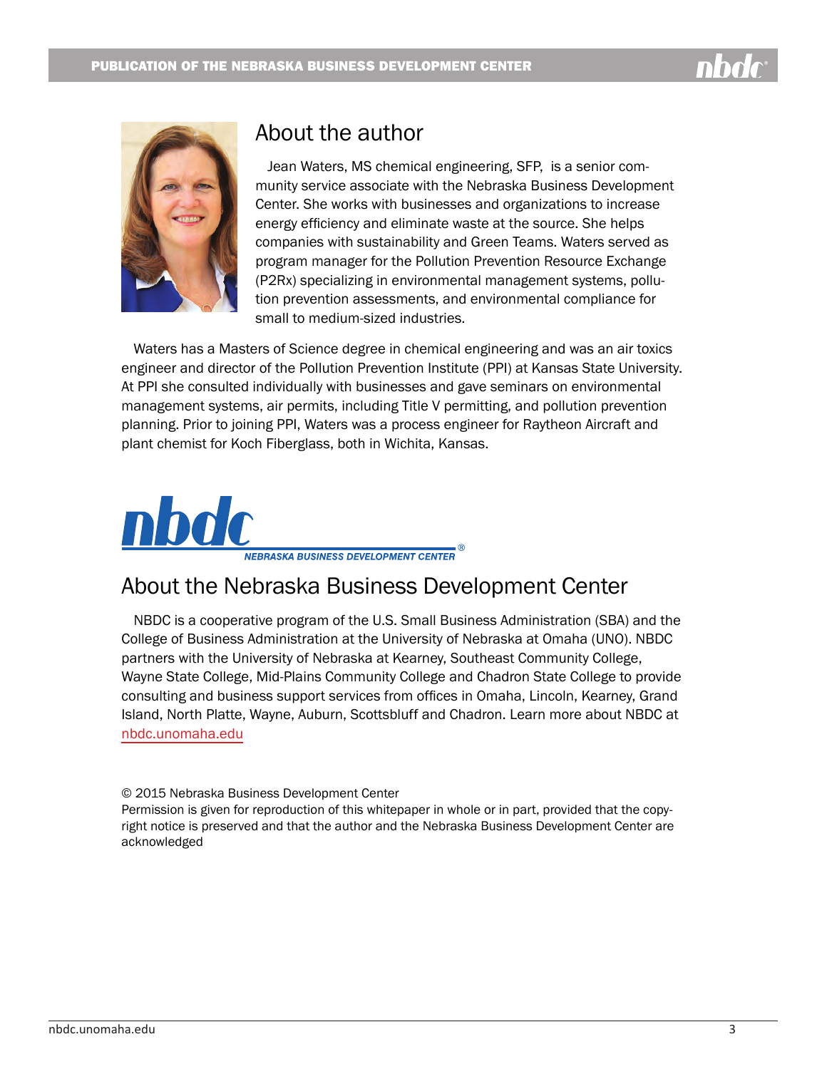## About the author

Jean Waters, MS chemical engineering, SFP, is a senior community service associate with the Nebraska Business Development Center. She works with businesses and organizations to increase energy efficiency and eliminate waste at the source. She helps companies with sustainability and Green Teams. Waters served as program manager for the Pollution Prevention Resource Exchange (P2Rx) specializing in environmental management systems, pollution prevention assessments, and environmental compliance for small to medium-sized industries.

Waters has a Masters of Science degree in chemical engineering and was an air toxics engineer and director of the Pollution Prevention Institute (PPI) at Kansas State University. At PPI she consulted individually with businesses and gave seminars on environmental management systems, air permits, including Title V permitting, and pollution prevention planning. Prior to joining PPI, Waters was a process engineer for Raytheon Aircraft and plant chemist for Koch Fiberglass, both in Wichita, Kansas.

nbdc
NEBRASKA BUSINESS DEVELOPMENT CENTER®

## About the Nebraska Business Development Center

NBDC is a cooperative program of the U.S. Small Business Administration (SBA) and the College of Business Administration at the University of Nebraska at Omaha (UNO). NBDC partners with the University of Nebraska at Kearney, Southeast Community College, Wayne State College, Mid-Plains Community College and Chadron State College to provide consulting and business support services from offices in Omaha, Lincoln, Kearney, Grand Island, North Platte, Wayne, Auburn, Scottsbluff and Chadron. Learn more about NBDC at nbdc.unomaha.edu

© 2015 Nebraska Business Development Center
Permission is given for reproduction of this whitepaper in whole or in part, provided that the copyright notice is preserved and that the author and the Nebraska Business Development Center are acknowledged